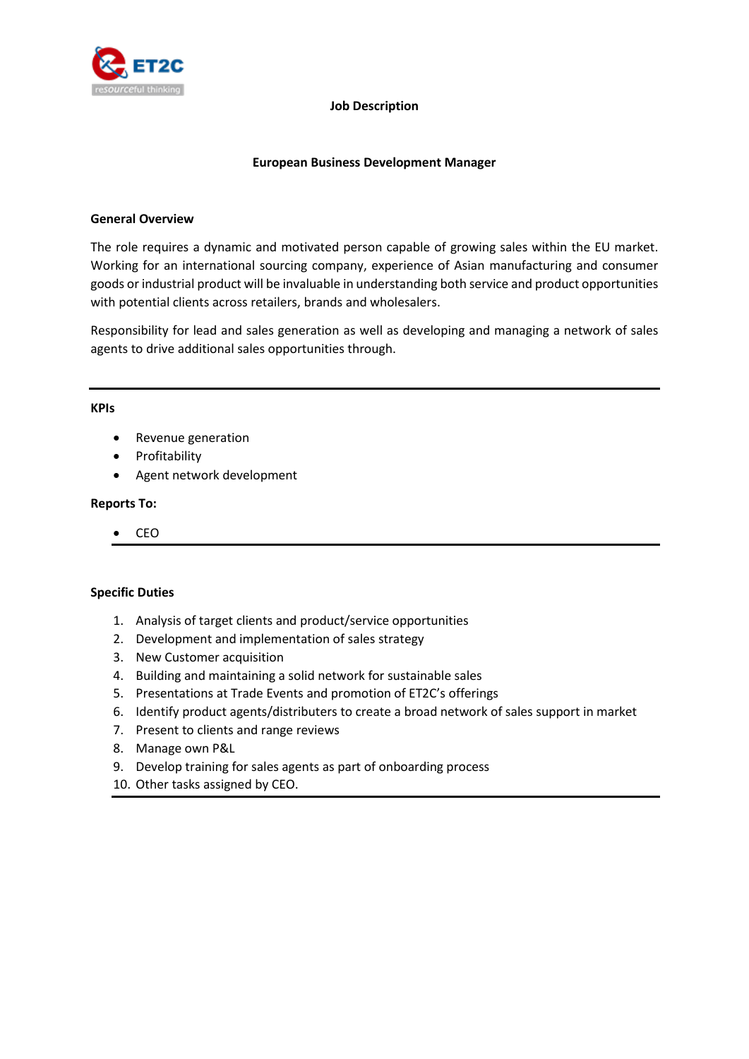# Job Description

## European Business Development Manager

### General Overview

The role requires a dynamic and motivated person capable of growing sales within the EU market. Working for an international sourcing company, experience of Asian manufacturing and consumer goods or industrial product will be invaluable in understanding both service and product opportunities with potential clients across retailers, brands and wholesalers.

Responsibility for lead and sales generation as well as developing and managing a network of sales agents to drive additional sales opportunities through.

---

### KPIs

- Revenue generation
- Profitability
- Agent network development

### Reports To:

- CEO

---

### Specific Duties

1. Analysis of target clients and product/service opportunities
2. Development and implementation of sales strategy
3. New Customer acquisition
4. Building and maintaining a solid network for sustainable sales
5. Presentations at Trade Events and promotion of ET2C's offerings
6. Identify product agents/distributers to create a broad network of sales support in market
7. Present to clients and range reviews
8. Manage own P&L
9. Develop training for sales agents as part of onboarding process
10. Other tasks assigned by CEO.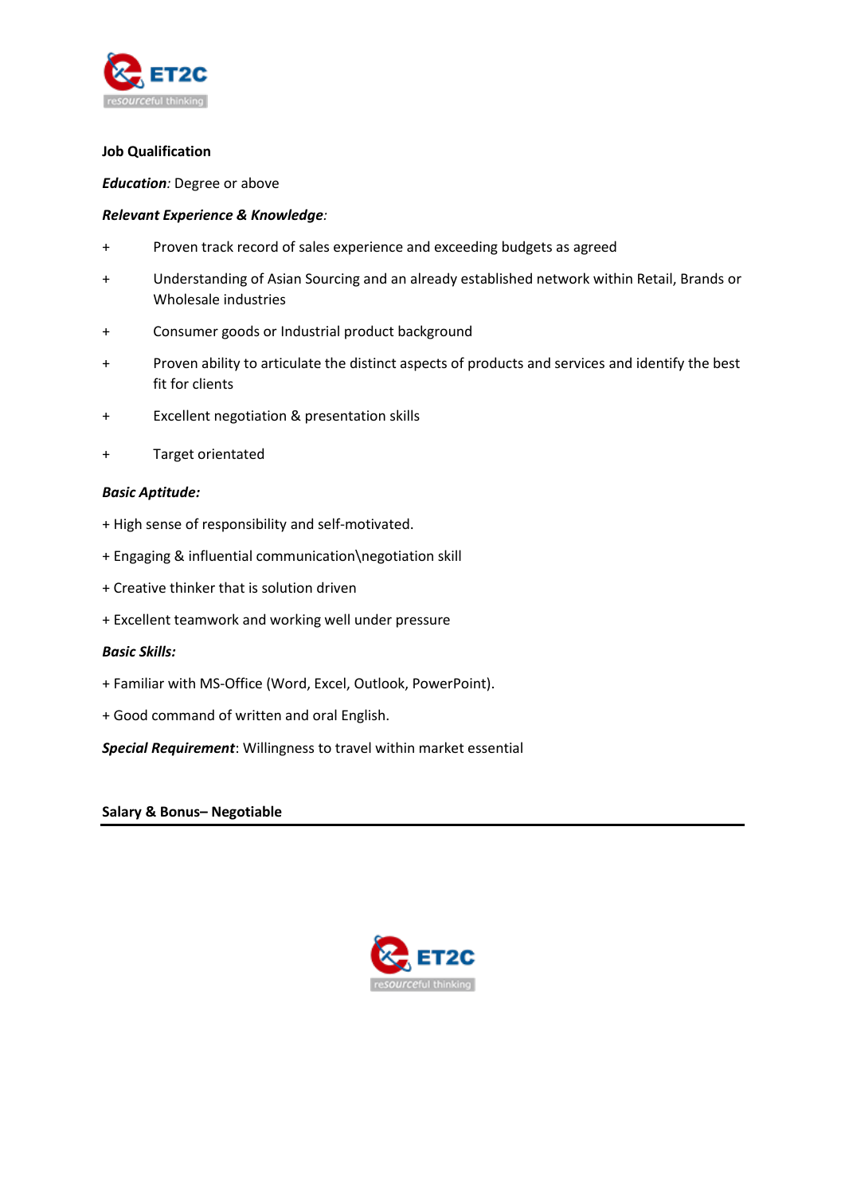**Job Qualification**

***Education****:* Degree or above

***Relevant Experience & Knowledge****:*

+ Proven track record of sales experience and exceeding budgets as agreed
+ Understanding of Asian Sourcing and an already established network within Retail, Brands or Wholesale industries
+ Consumer goods or Industrial product background
+ Proven ability to articulate the distinct aspects of products and services and identify the best fit for clients
+ Excellent negotiation & presentation skills
+ Target orientated

***Basic Aptitude:***

+ High sense of responsibility and self-motivated.
+ Engaging & influential communication\negotiation skill
+ Creative thinker that is solution driven
+ Excellent teamwork and working well under pressure

***Basic Skills:***

+ Familiar with MS-Office (Word, Excel, Outlook, PowerPoint).
+ Good command of written and oral English.

***Special Requirement***: Willingness to travel within market essential

**Salary & Bonus– Negotiable**